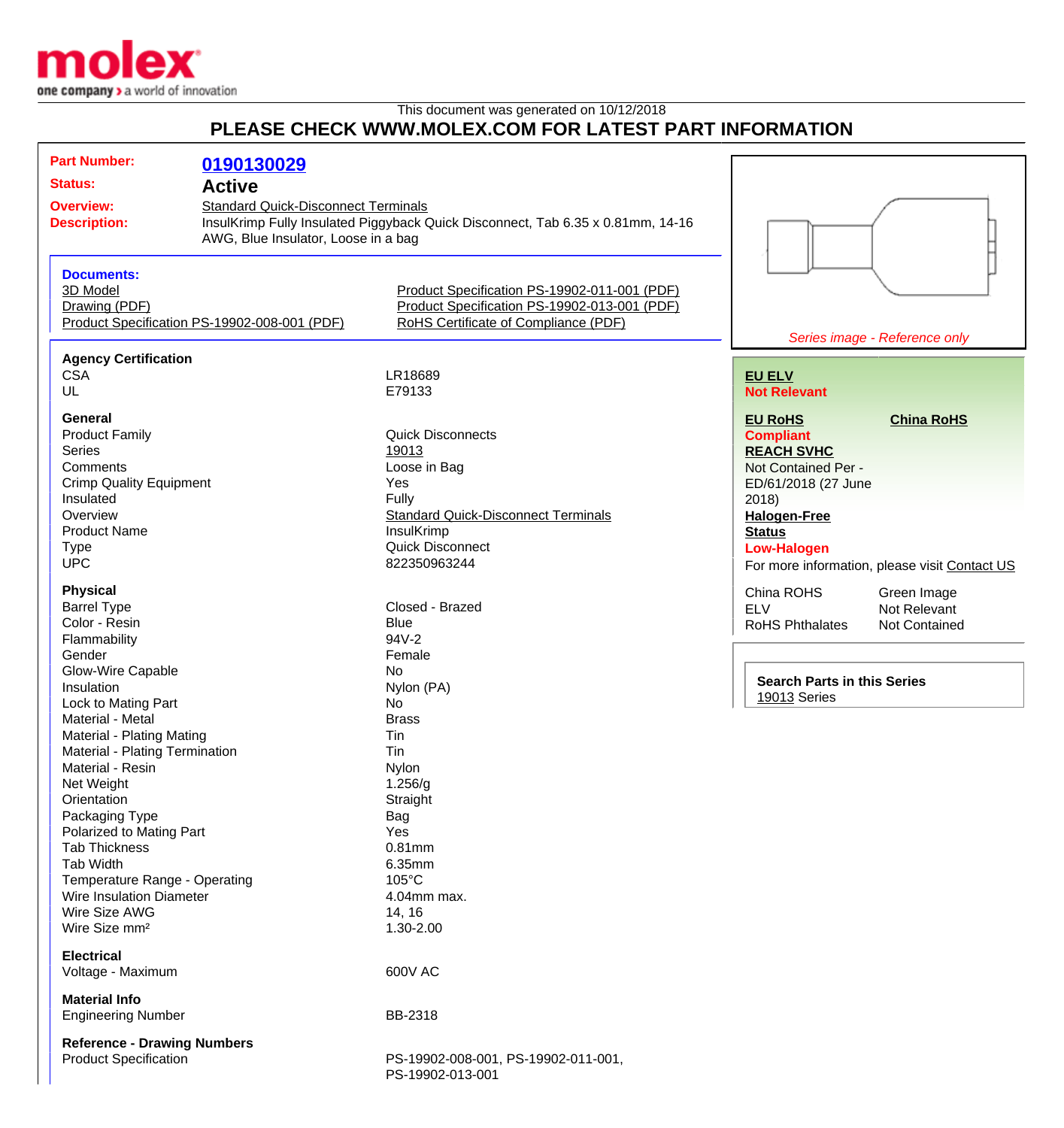This document was generated on 10/12/2018

**PLEASE CHECK WWW.MOLEX.COM FOR LATEST PART INFORMATION**

| | |
|---|---|
| **Part Number:** | **0190130029** |
| **Status:** | **Active** |
| **Overview:** | Standard Quick-Disconnect Terminals |
| **Description:** | InsulKrimp Fully Insulated Piggyback Quick Disconnect, Tab 6.35 x 0.81mm, 14-16 AWG, Blue Insulator, Loose in a bag |

**Documents:**

- 3D Model
- Drawing (PDF)
- Product Specification PS-19902-008-001 (PDF)
- Product Specification PS-19902-011-001 (PDF)
- Product Specification PS-19902-013-001 (PDF)
- RoHS Certificate of Compliance (PDF)

*Series image - Reference only*

**EU ELV**
**Not Relevant**

**EU RoHS** **Compliant**

**China RoHS**

**REACH SVHC**
Not Contained Per - ED/61/2018 (27 June 2018)

**Halogen-Free Status**
**Low-Halogen**

For more information, please visit Contact US

| | |
|---|---|
| China ROHS | Green Image |
| ELV | Not Relevant |
| RoHS Phthalates | Not Contained |

**Search Parts in this Series**
19013 Series

### Agency Certification

| | |
|---|---|
| CSA | LR18689 |
| UL | E79133 |

### General

| | |
|---|---|
| Product Family | Quick Disconnects |
| Series | 19013 |
| Comments | Loose in Bag |
| Crimp Quality Equipment | Yes |
| Insulated | Fully |
| Overview | Standard Quick-Disconnect Terminals |
| Product Name | InsulKrimp |
| Type | Quick Disconnect |
| UPC | 822350963244 |

### Physical

| | |
|---|---|
| Barrel Type | Closed - Brazed |
| Color - Resin | Blue |
| Flammability | 94V-2 |
| Gender | Female |
| Glow-Wire Capable | No |
| Insulation | Nylon (PA) |
| Lock to Mating Part | No |
| Material - Metal | Brass |
| Material - Plating Mating | Tin |
| Material - Plating Termination | Tin |
| Material - Resin | Nylon |
| Net Weight | 1.256/g |
| Orientation | Straight |
| Packaging Type | Bag |
| Polarized to Mating Part | Yes |
| Tab Thickness | 0.81mm |
| Tab Width | 6.35mm |
| Temperature Range - Operating | 105°C |
| Wire Insulation Diameter | 4.04mm max. |
| Wire Size AWG | 14, 16 |
| Wire Size mm² | 1.30-2.00 |

### Electrical

| | |
|---|---|
| Voltage - Maximum | 600V AC |

### Material Info

| | |
|---|---|
| Engineering Number | BB-2318 |

### Reference - Drawing Numbers

| | |
|---|---|
| Product Specification | PS-19902-008-001, PS-19902-011-001, PS-19902-013-001 |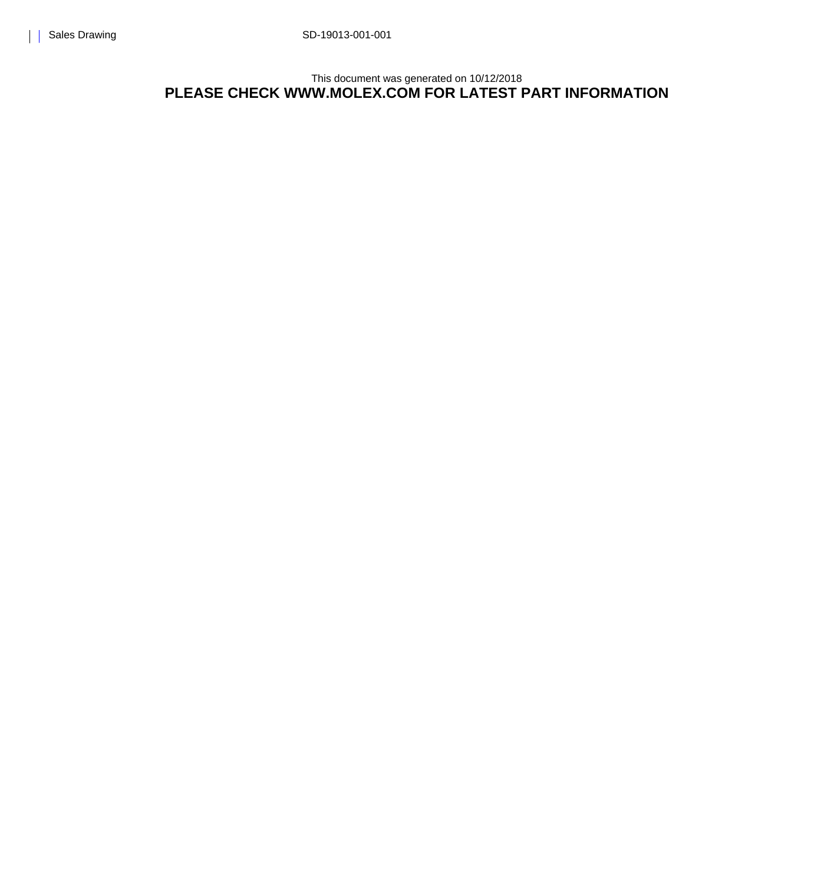This document was generated on 10/12/2018

**PLEASE CHECK WWW.MOLEX.COM FOR LATEST PART INFORMATION**